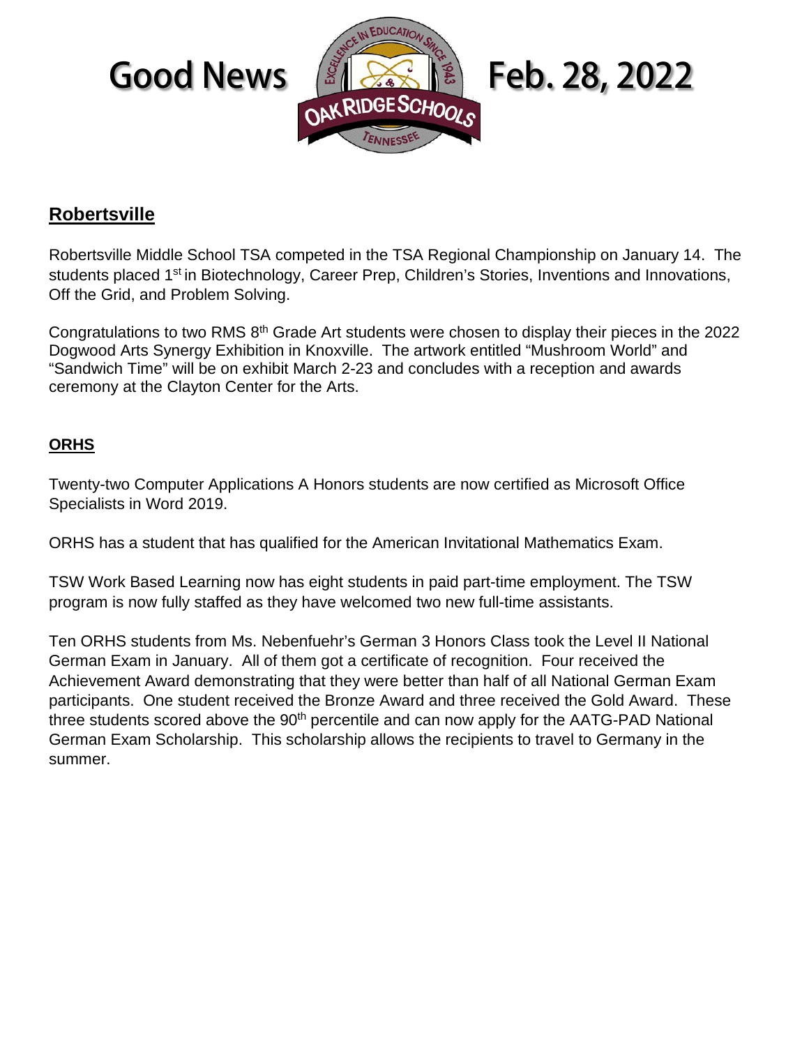# Good News Feb. 28, 2022

## Robertsville

Robertsville Middle School TSA competed in the TSA Regional Championship on January 14. The students placed 1st in Biotechnology, Career Prep, Children's Stories, Inventions and Innovations, Off the Grid, and Problem Solving.

Congratulations to two RMS 8th Grade Art students were chosen to display their pieces in the 2022 Dogwood Arts Synergy Exhibition in Knoxville. The artwork entitled "Mushroom World" and "Sandwich Time" will be on exhibit March 2-23 and concludes with a reception and awards ceremony at the Clayton Center for the Arts.

## ORHS

Twenty-two Computer Applications A Honors students are now certified as Microsoft Office Specialists in Word 2019.

ORHS has a student that has qualified for the American Invitational Mathematics Exam.

TSW Work Based Learning now has eight students in paid part-time employment. The TSW program is now fully staffed as they have welcomed two new full-time assistants.

Ten ORHS students from Ms. Nebenfuehr's German 3 Honors Class took the Level II National German Exam in January. All of them got a certificate of recognition. Four received the Achievement Award demonstrating that they were better than half of all National German Exam participants. One student received the Bronze Award and three received the Gold Award. These three students scored above the 90th percentile and can now apply for the AATG-PAD National German Exam Scholarship. This scholarship allows the recipients to travel to Germany in the summer.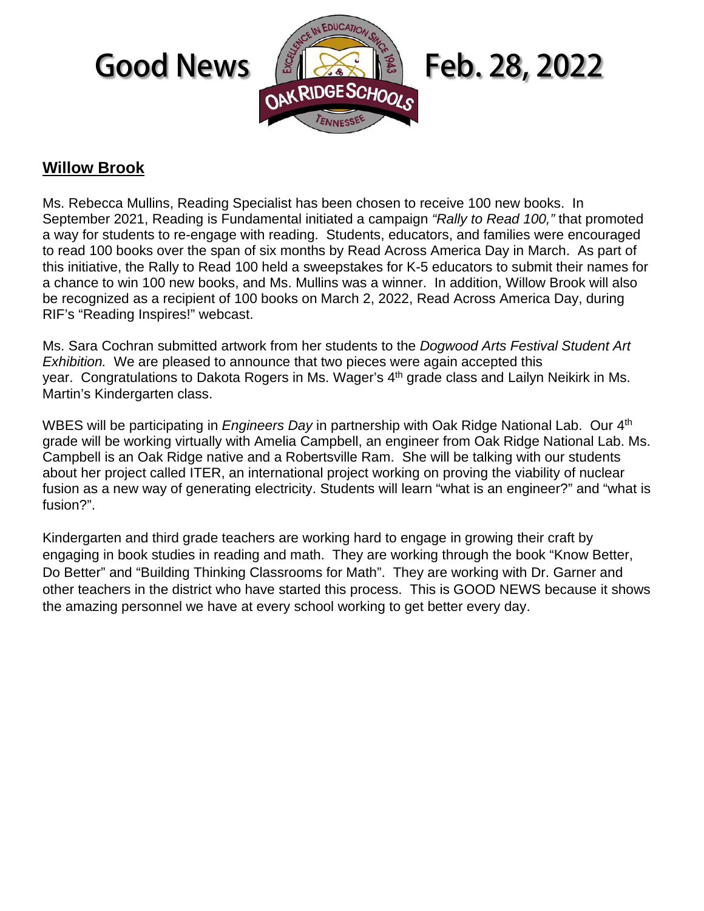# Good News Feb. 28, 2022

## Willow Brook

Ms. Rebecca Mullins, Reading Specialist has been chosen to receive 100 new books. In September 2021, Reading is Fundamental initiated a campaign *"Rally to Read 100,"* that promoted a way for students to re-engage with reading. Students, educators, and families were encouraged to read 100 books over the span of six months by Read Across America Day in March. As part of this initiative, the Rally to Read 100 held a sweepstakes for K-5 educators to submit their names for a chance to win 100 new books, and Ms. Mullins was a winner. In addition, Willow Brook will also be recognized as a recipient of 100 books on March 2, 2022, Read Across America Day, during RIF's "Reading Inspires!" webcast.

Ms. Sara Cochran submitted artwork from her students to the *Dogwood Arts Festival Student Art Exhibition.* We are pleased to announce that two pieces were again accepted this year. Congratulations to Dakota Rogers in Ms. Wager's 4th grade class and Lailyn Neikirk in Ms. Martin's Kindergarten class.

WBES will be participating in *Engineers Day* in partnership with Oak Ridge National Lab. Our 4th grade will be working virtually with Amelia Campbell, an engineer from Oak Ridge National Lab. Ms. Campbell is an Oak Ridge native and a Robertsville Ram. She will be talking with our students about her project called ITER, an international project working on proving the viability of nuclear fusion as a new way of generating electricity. Students will learn "what is an engineer?" and "what is fusion?".

Kindergarten and third grade teachers are working hard to engage in growing their craft by engaging in book studies in reading and math. They are working through the book "Know Better, Do Better" and "Building Thinking Classrooms for Math". They are working with Dr. Garner and other teachers in the district who have started this process. This is GOOD NEWS because it shows the amazing personnel we have at every school working to get better every day.